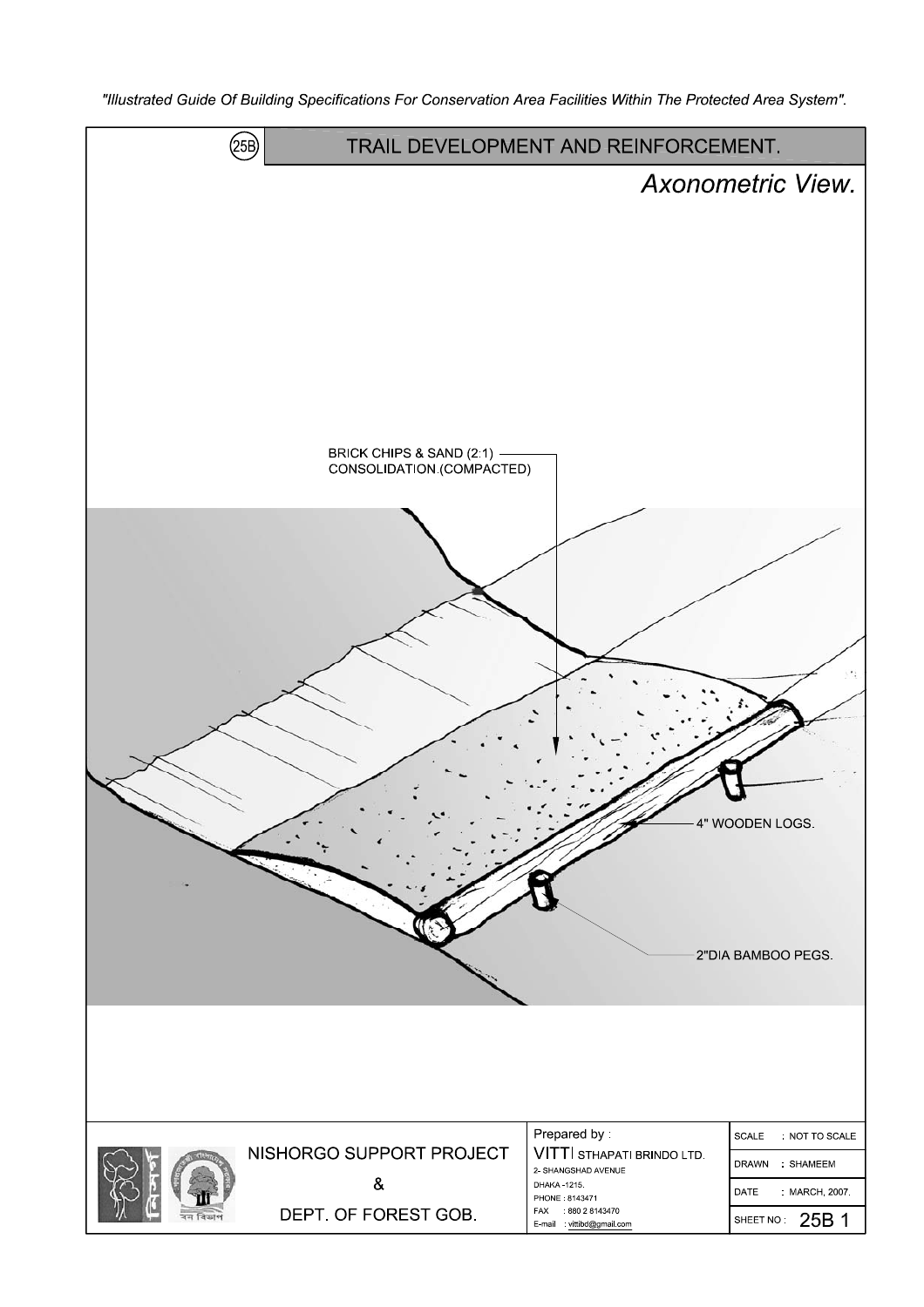"Illustrated Guide Of Building Specifications For Conservation Area Facilities Within The Protected Area System".

# (25B) TRAIL DEVELOPMENT AND REINFORCEMENT.

## *Axonometric View.*

BRICK CHIPS & SAND (2:1) CONSOLIDATION.(COMPACTED)

4" WOODEN LOGS.

2"DIA BAMBOO PEGS.

| NISHORGO SUPPORT PROJECT & DEPT. OF FOREST GOB. | Prepared by : VITTI STHAPATI BRINDO LTD. 2- SHANGSHAD AVENUE DHAKA -1215. PHONE : 8143471 FAX : 880 2 8143470 E-mail : vittibd@gmail.com | SCALE : NOT TO SCALE |
|---|---|---|
| | | DRAWN : SHAMEEM |
| | | DATE : MARCH, 2007. |
| | | SHEET NO : 25B 1 |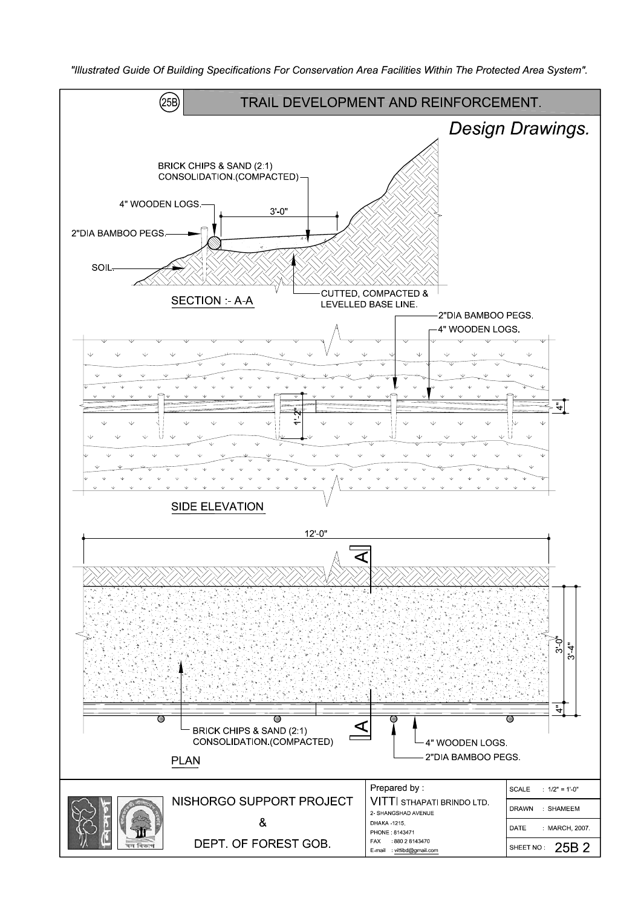*"Illustrated Guide Of Building Specifications For Conservation Area Facilities Within The Protected Area System".*

# (25B) TRAIL DEVELOPMENT AND REINFORCEMENT.

## *Design Drawings.*

BRICK CHIPS & SAND (2:1) CONSOLIDATION.(COMPACTED)

4" WOODEN LOGS.

3'-0"

2"DIA BAMBOO PEGS.

SOIL.

CUTTED, COMPACTED & LEVELLED BASE LINE.

SECTION :- A-A

2"DIA BAMBOO PEGS.

4" WOODEN LOGS.

1'-2"

4"

SIDE ELEVATION

12'-0"

A

3'-0"

3'-4"

4"

BRICK CHIPS & SAND (2:1) CONSOLIDATION.(COMPACTED)

A

4" WOODEN LOGS.

2"DIA BAMBOO PEGS.

PLAN

| NISHORGO SUPPORT PROJECT & DEPT. OF FOREST GOB. | Prepared by : VITTI STHAPATI BRINDO LTD. 2- SHANGSHAD AVENUE DHAKA -1215. PHONE : 8143471 FAX : 880 2 8143470 E-mail : vittibd@gmail.com | SCALE : 1/2" = 1'-0" |
| --- | --- | --- |
| | | DRAWN : SHAMEEM |
| | | DATE : MARCH, 2007. |
| | | SHEET NO : 25B 2 |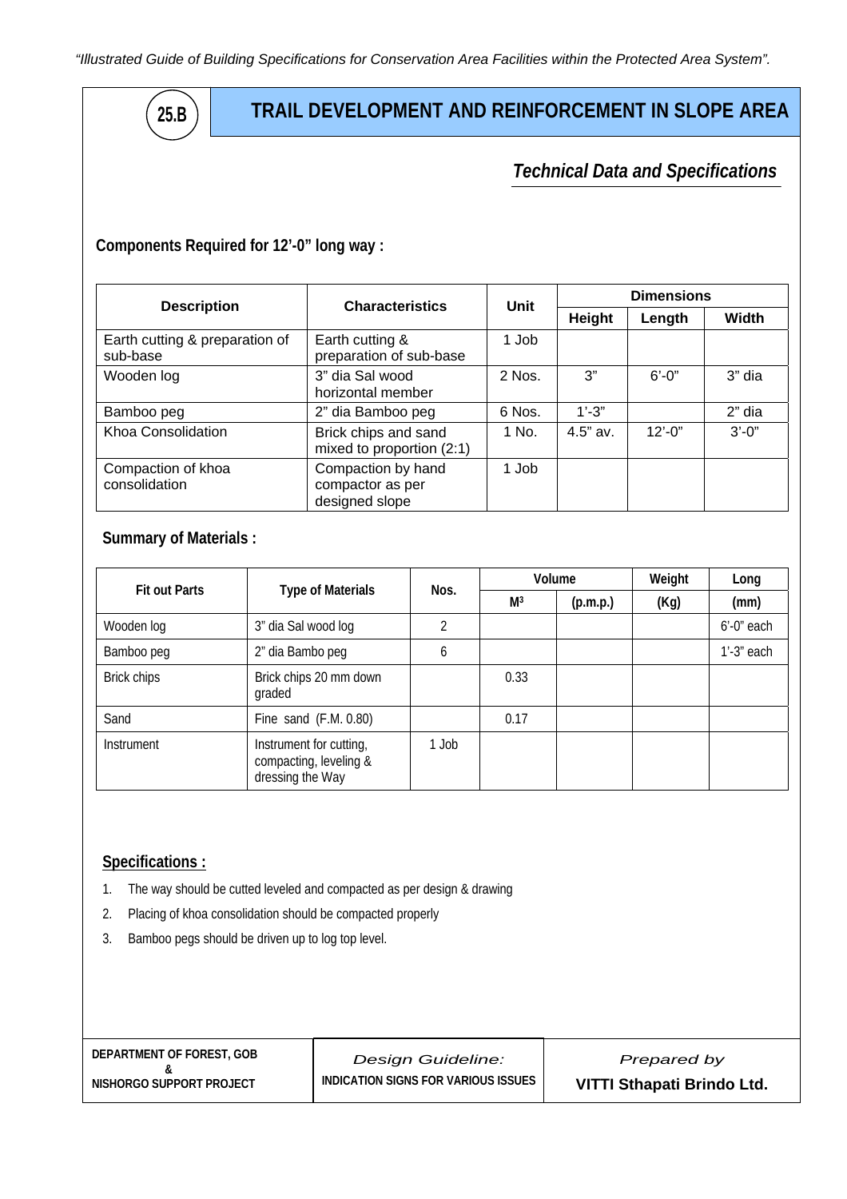# 25.B TRAIL DEVELOPMENT AND REINFORCEMENT IN SLOPE AREA

## *Technical Data and Specifications*

### Components Required for 12'-0" long way :

| Description | Characteristics | Unit | Dimensions | | |
|---|---|---|---|---|---|
| | | | Height | Length | Width |
| Earth cutting & preparation of sub-base | Earth cutting & preparation of sub-base | 1 Job | | | |
| Wooden log | 3" dia Sal wood horizontal member | 2 Nos. | 3" | 6'-0" | 3" dia |
| Bamboo peg | 2" dia Bamboo peg | 6 Nos. | 1'-3" | | 2" dia |
| Khoa Consolidation | Brick chips and sand mixed to proportion (2:1) | 1 No. | 4.5" av. | 12'-0" | 3'-0" |
| Compaction of khoa consolidation | Compaction by hand compactor as per designed slope | 1 Job | | | |

### Summary of Materials :

| Fit out Parts | Type of Materials | Nos. | Volume | | Weight | Long |
|---|---|---|---|---|---|---|
| | | | $M^3$ | (p.m.p.) | (Kg) | (mm) |
| Wooden log | 3" dia Sal wood log | 2 | | | | 6'-0" each |
| Bamboo peg | 2" dia Bambo peg | 6 | | | | 1'-3" each |
| Brick chips | Brick chips 20 mm down graded | | 0.33 | | | |
| Sand | Fine sand (F.M. 0.80) | | 0.17 | | | |
| Instrument | Instrument for cutting, compacting, leveling & dressing the Way | 1 Job | | | | |

### Specifications :

1. The way should be cutted leveled and compacted as per design & drawing
2. Placing of khoa consolidation should be compacted properly
3. Bamboo pegs should be driven up to log top level.

| DEPARTMENT OF FOREST, GOB & NISHORGO SUPPORT PROJECT | *Design Guideline:* INDICATION SIGNS FOR VARIOUS ISSUES | *Prepared by* **VITTI Sthapati Brindo Ltd.** |
|---|---|---|